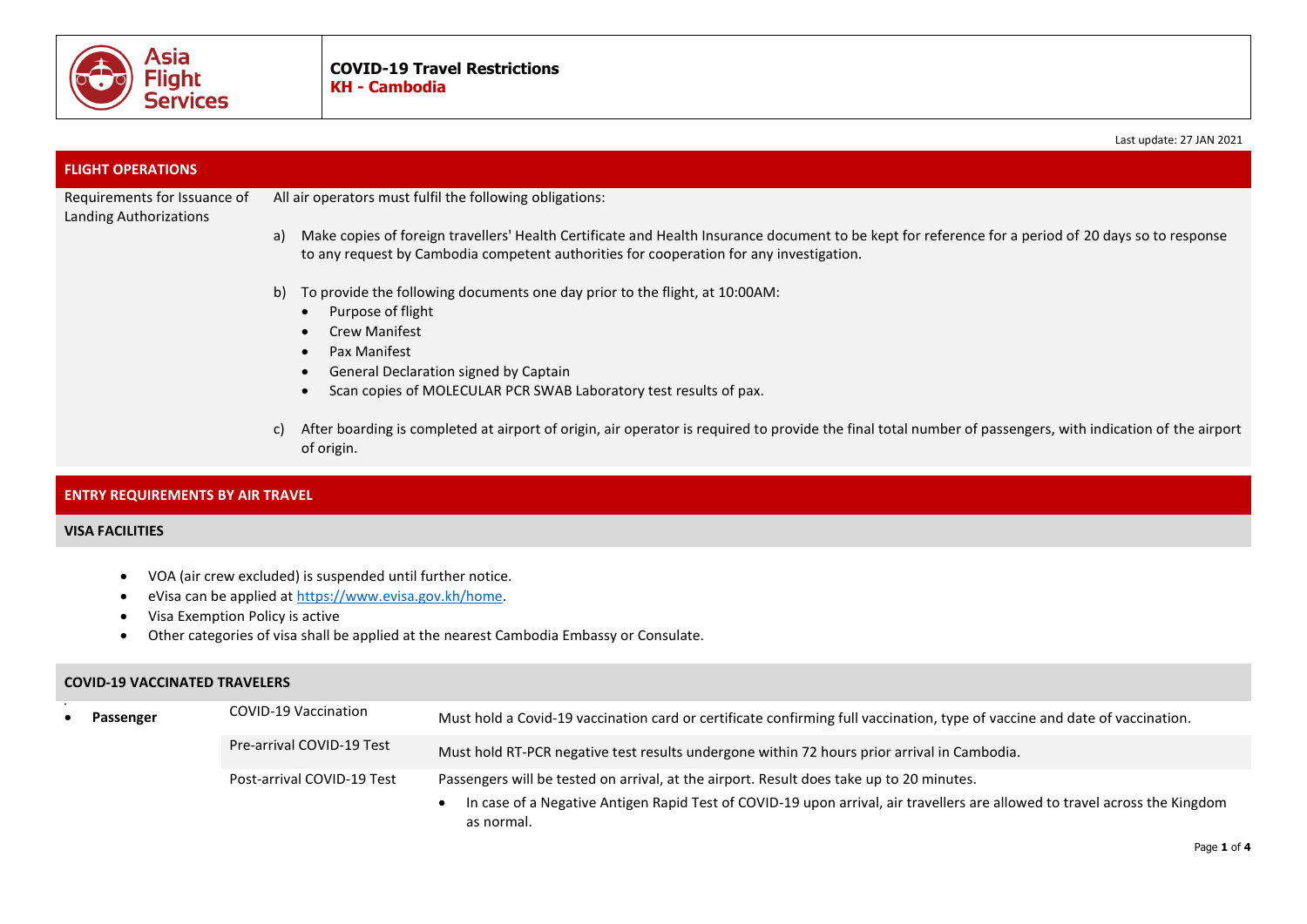**COVID-19 Travel Restrictions**
**KH - Cambodia**

Last update: 27 JAN 2021

## FLIGHT OPERATIONS

**Requirements for Issuance of Landing Authorizations**

All air operators must fulfil the following obligations:

a) Make copies of foreign travellers' Health Certificate and Health Insurance document to be kept for reference for a period of 20 days so to response to any request by Cambodia competent authorities for cooperation for any investigation.

b) To provide the following documents one day prior to the flight, at 10:00AM:
- Purpose of flight
- Crew Manifest
- Pax Manifest
- General Declaration signed by Captain
- Scan copies of MOLECULAR PCR SWAB Laboratory test results of pax.

c) After boarding is completed at airport of origin, air operator is required to provide the final total number of passengers, with indication of the airport of origin.

## ENTRY REQUIREMENTS BY AIR TRAVEL

### VISA FACILITIES

- VOA (air crew excluded) is suspended until further notice.
- eVisa can be applied at https://www.evisa.gov.kh/home.
- Visa Exemption Policy is active
- Other categories of visa shall be applied at the nearest Cambodia Embassy or Consulate.

### COVID-19 VACCINATED TRAVELERS

- **Passenger**

| | |
|---|---|
| COVID-19 Vaccination | Must hold a Covid-19 vaccination card or certificate confirming full vaccination, type of vaccine and date of vaccination. |
| Pre-arrival COVID-19 Test | Must hold RT-PCR negative test results undergone within 72 hours prior arrival in Cambodia. |
| Post-arrival COVID-19 Test | Passengers will be tested on arrival, at the airport. Result does take up to 20 minutes.<br>• In case of a Negative Antigen Rapid Test of COVID-19 upon arrival, air travellers are allowed to travel across the Kingdom as normal. |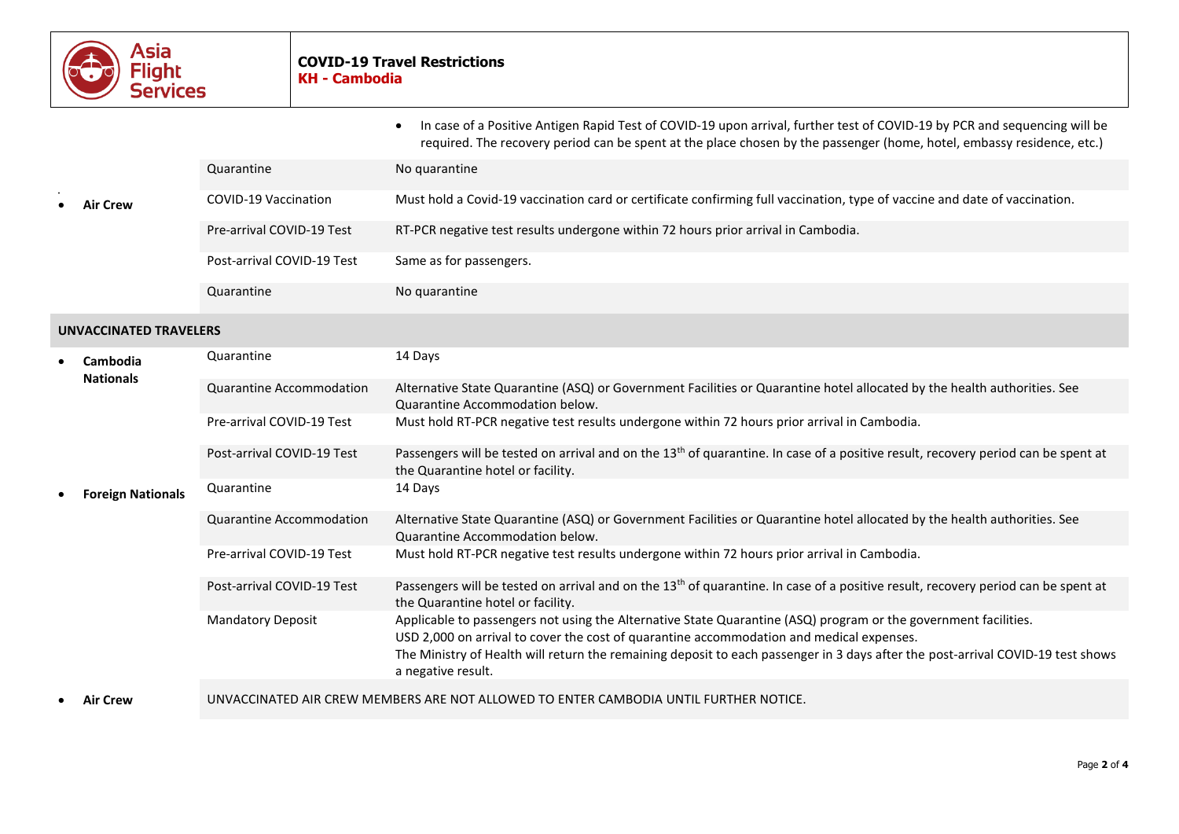| | | |
|---|---|---|
| | | • In case of a Positive Antigen Rapid Test of COVID-19 upon arrival, further test of COVID-19 by PCR and sequencing will be required. The recovery period can be spent at the place chosen by the passenger (home, hotel, embassy residence, etc.) |
| | Quarantine | No quarantine |
| • **Air Crew** | COVID-19 Vaccination | Must hold a Covid-19 vaccination card or certificate confirming full vaccination, type of vaccine and date of vaccination. |
| | Pre-arrival COVID-19 Test | RT-PCR negative test results undergone within 72 hours prior arrival in Cambodia. |
| | Post-arrival COVID-19 Test | Same as for passengers. |
| | Quarantine | No quarantine |
| **UNVACCINATED TRAVELERS** | | |
| • **Cambodia Nationals** | Quarantine | 14 Days |
| | Quarantine Accommodation | Alternative State Quarantine (ASQ) or Government Facilities or Quarantine hotel allocated by the health authorities. See Quarantine Accommodation below. |
| | Pre-arrival COVID-19 Test | Must hold RT-PCR negative test results undergone within 72 hours prior arrival in Cambodia. |
| | Post-arrival COVID-19 Test | Passengers will be tested on arrival and on the 13th of quarantine. In case of a positive result, recovery period can be spent at the Quarantine hotel or facility. |
| • **Foreign Nationals** | Quarantine | 14 Days |
| | Quarantine Accommodation | Alternative State Quarantine (ASQ) or Government Facilities or Quarantine hotel allocated by the health authorities. See Quarantine Accommodation below. |
| | Pre-arrival COVID-19 Test | Must hold RT-PCR negative test results undergone within 72 hours prior arrival in Cambodia. |
| | Post-arrival COVID-19 Test | Passengers will be tested on arrival and on the 13th of quarantine. In case of a positive result, recovery period can be spent at the Quarantine hotel or facility. |
| | Mandatory Deposit | Applicable to passengers not using the Alternative State Quarantine (ASQ) program or the government facilities.<br>USD 2,000 on arrival to cover the cost of quarantine accommodation and medical expenses.<br>The Ministry of Health will return the remaining deposit to each passenger in 3 days after the post-arrival COVID-19 test shows a negative result. |
| • **Air Crew** | UNVACCINATED AIR CREW MEMBERS ARE NOT ALLOWED TO ENTER CAMBODIA UNTIL FURTHER NOTICE. | |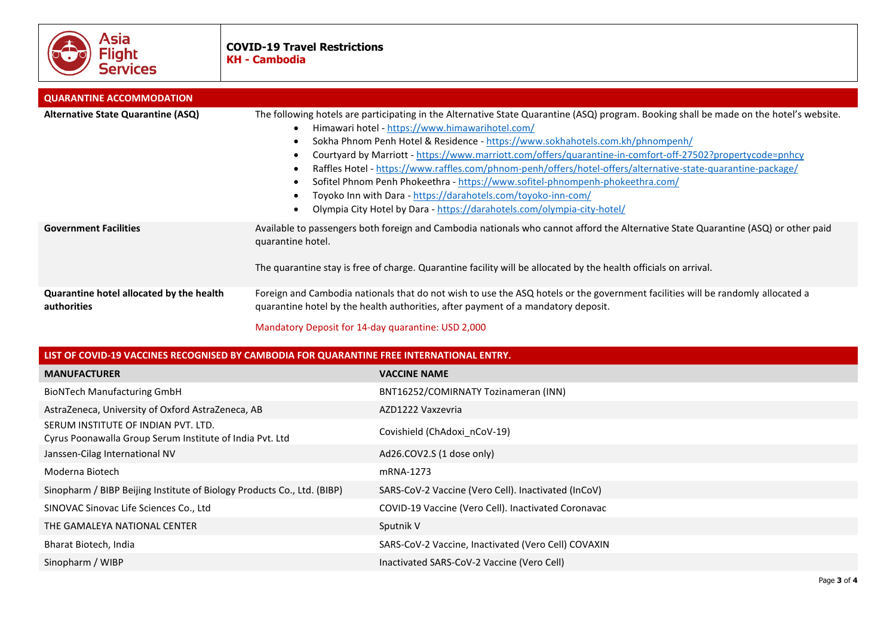**COVID-19 Travel Restrictions**
**KH - Cambodia**

## QUARANTINE ACCOMMODATION

**Alternative State Quarantine (ASQ)**

The following hotels are participating in the Alternative State Quarantine (ASQ) program. Booking shall be made on the hotel's website.

- Himawari hotel - https://www.himawarihotel.com/
- Sokha Phnom Penh Hotel & Residence - https://www.sokhahotels.com.kh/phnompenh/
- Courtyard by Marriott - https://www.marriott.com/offers/quarantine-in-comfort-off-27502?propertycode=pnhcy
- Raffles Hotel - https://www.raffles.com/phnom-penh/offers/hotel-offers/alternative-state-quarantine-package/
- Sofitel Phnom Penh Phokeethra - https://www.sofitel-phnompenh-phokeethra.com/
- Toyoko Inn with Dara - https://darahotels.com/toyoko-inn-com/
- Olympia City Hotel by Dara - https://darahotels.com/olympia-city-hotel/

**Government Facilities**

Available to passengers both foreign and Cambodia nationals who cannot afford the Alternative State Quarantine (ASQ) or other paid quarantine hotel.

The quarantine stay is free of charge. Quarantine facility will be allocated by the health officials on arrival.

**Quarantine hotel allocated by the health authorities**

Foreign and Cambodia nationals that do not wish to use the ASQ hotels or the government facilities will be randomly allocated a quarantine hotel by the health authorities, after payment of a mandatory deposit.

Mandatory Deposit for 14-day quarantine: USD 2,000

## LIST OF COVID-19 VACCINES RECOGNISED BY CAMBODIA FOR QUARANTINE FREE INTERNATIONAL ENTRY.

| MANUFACTURER | VACCINE NAME |
|---|---|
| BioNTech Manufacturing GmbH | BNT16252/COMIRNATY Tozinameran (INN) |
| AstraZeneca, University of Oxford AstraZeneca, AB | AZD1222 Vaxzevria |
| SERUM INSTITUTE OF INDIAN PVT. LTD.<br>Cyrus Poonawalla Group Serum Institute of India Pvt. Ltd | Covishield (ChAdoxi_nCoV-19) |
| Janssen-Cilag International NV | Ad26.COV2.S (1 dose only) |
| Moderna Biotech | mRNA-1273 |
| Sinopharm / BIBP Beijing Institute of Biology Products Co., Ltd. (BIBP) | SARS-CoV-2 Vaccine (Vero Cell). Inactivated (InCoV) |
| SINOVAC Sinovac Life Sciences Co., Ltd | COVID-19 Vaccine (Vero Cell). Inactivated Coronavac |
| THE GAMALEYA NATIONAL CENTER | Sputnik V |
| Bharat Biotech, India | SARS-CoV-2 Vaccine, Inactivated (Vero Cell) COVAXIN |
| Sinopharm / WIBP | Inactivated SARS-CoV-2 Vaccine (Vero Cell) |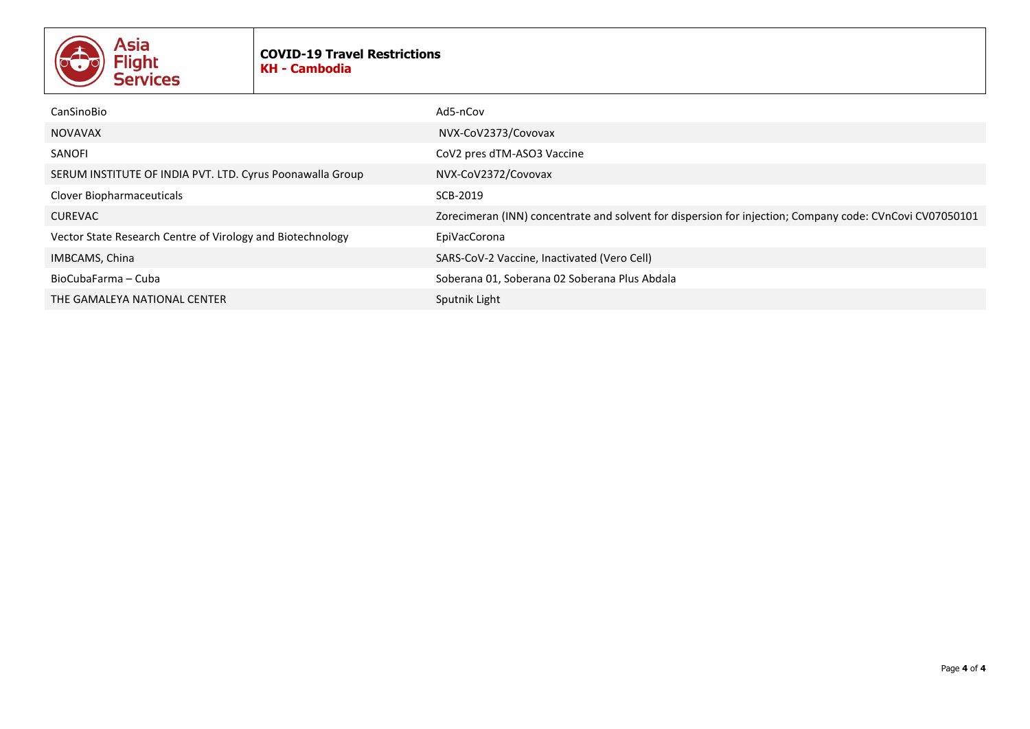| | |
|---|---|
| CanSinoBio | Ad5-nCov |
| NOVAVAX | NVX-CoV2373/Covovax |
| SANOFI | CoV2 pres dTM-ASO3 Vaccine |
| SERUM INSTITUTE OF INDIA PVT. LTD. Cyrus Poonawalla Group | NVX-CoV2372/Covovax |
| Clover Biopharmaceuticals | SCB-2019 |
| CUREVAC | Zorecimeran (INN) concentrate and solvent for dispersion for injection; Company code: CVnCovi CV07050101 |
| Vector State Research Centre of Virology and Biotechnology | EpiVacCorona |
| IMBCAMS, China | SARS-CoV-2 Vaccine, Inactivated (Vero Cell) |
| BioCubaFarma – Cuba | Soberana 01, Soberana 02 Soberana Plus Abdala |
| THE GAMALEYA NATIONAL CENTER | Sputnik Light |